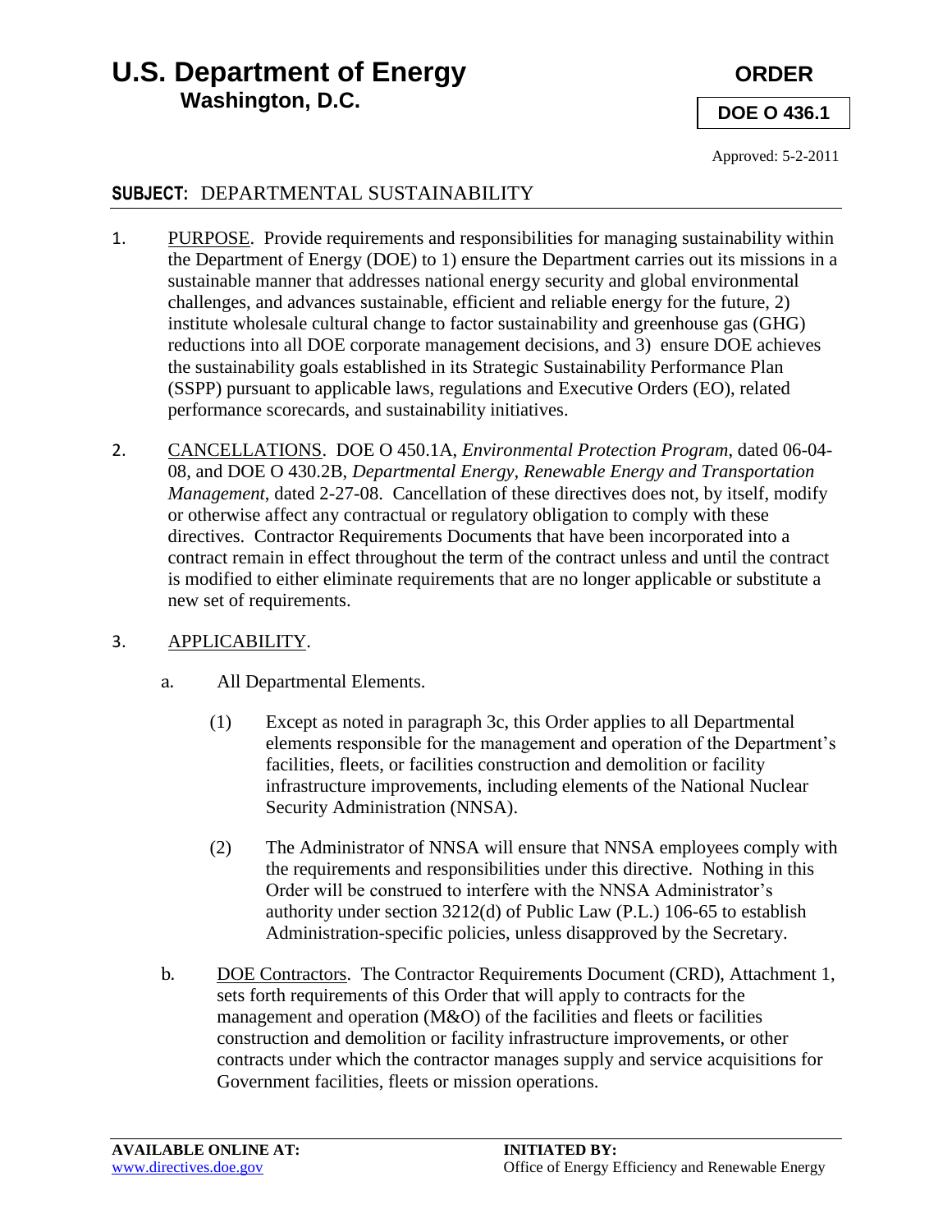# U.S. Department of Energy
**Washington, D.C.**

**ORDER**

**DOE O 436.1**

Approved: 5-2-2011

## SUBJECT: DEPARTMENTAL SUSTAINABILITY

1. PURPOSE. Provide requirements and responsibilities for managing sustainability within the Department of Energy (DOE) to 1) ensure the Department carries out its missions in a sustainable manner that addresses national energy security and global environmental challenges, and advances sustainable, efficient and reliable energy for the future, 2) institute wholesale cultural change to factor sustainability and greenhouse gas (GHG) reductions into all DOE corporate management decisions, and 3) ensure DOE achieves the sustainability goals established in its Strategic Sustainability Performance Plan (SSPP) pursuant to applicable laws, regulations and Executive Orders (EO), related performance scorecards, and sustainability initiatives.

2. CANCELLATIONS. DOE O 450.1A, *Environmental Protection Program*, dated 06-04-08, and DOE O 430.2B, *Departmental Energy, Renewable Energy and Transportation Management*, dated 2-27-08. Cancellation of these directives does not, by itself, modify or otherwise affect any contractual or regulatory obligation to comply with these directives. Contractor Requirements Documents that have been incorporated into a contract remain in effect throughout the term of the contract unless and until the contract is modified to either eliminate requirements that are no longer applicable or substitute a new set of requirements.

3. APPLICABILITY.

   a. All Departmental Elements.

      (1) Except as noted in paragraph 3c, this Order applies to all Departmental elements responsible for the management and operation of the Department's facilities, fleets, or facilities construction and demolition or facility infrastructure improvements, including elements of the National Nuclear Security Administration (NNSA).

      (2) The Administrator of NNSA will ensure that NNSA employees comply with the requirements and responsibilities under this directive. Nothing in this Order will be construed to interfere with the NNSA Administrator's authority under section 3212(d) of Public Law (P.L.) 106-65 to establish Administration-specific policies, unless disapproved by the Secretary.

   b. DOE Contractors. The Contractor Requirements Document (CRD), Attachment 1, sets forth requirements of this Order that will apply to contracts for the management and operation (M&O) of the facilities and fleets or facilities construction and demolition or facility infrastructure improvements, or other contracts under which the contractor manages supply and service acquisitions for Government facilities, fleets or mission operations.

**AVAILABLE ONLINE AT:**
www.directives.doe.gov

**INITIATED BY:**
Office of Energy Efficiency and Renewable Energy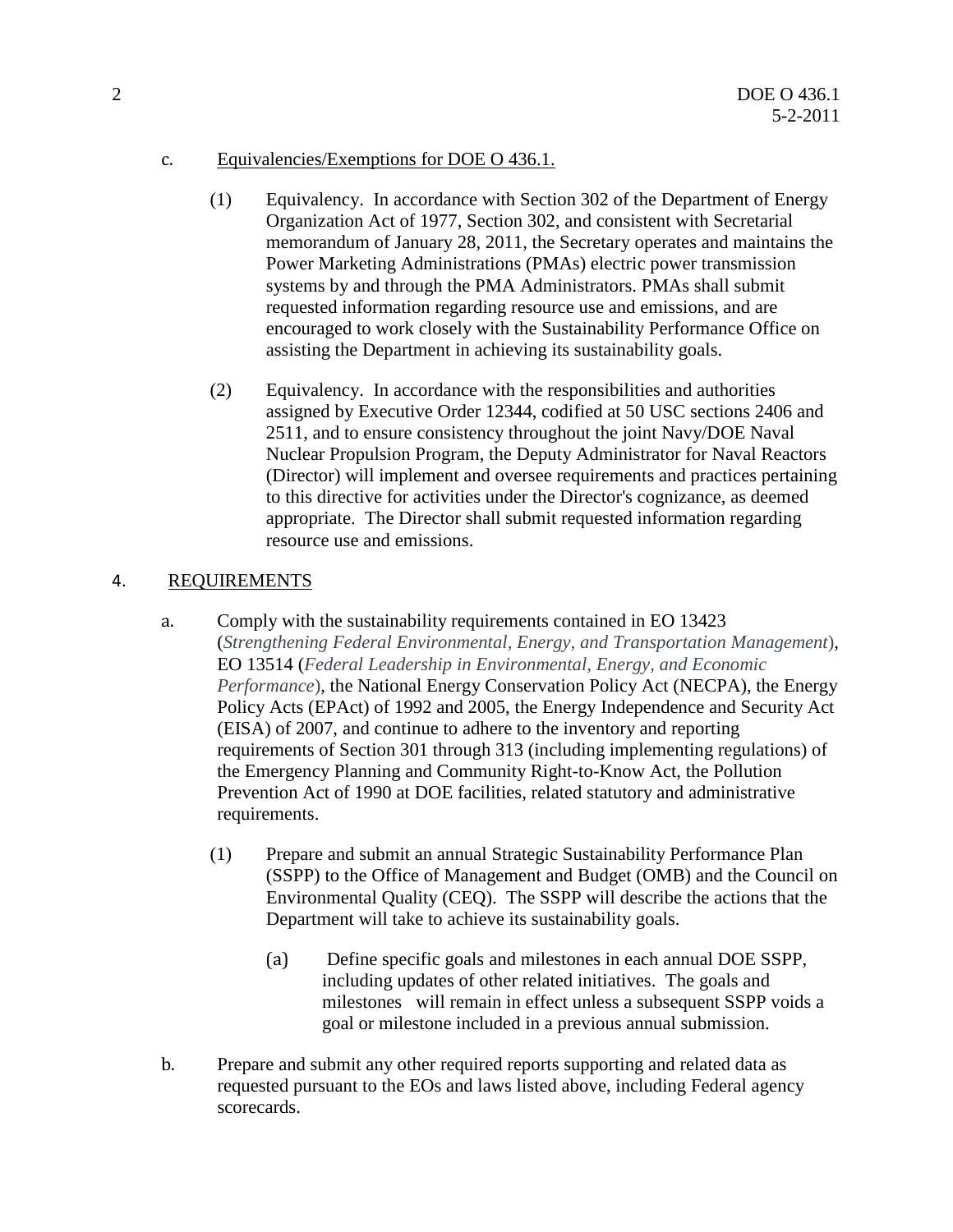c. Equivalencies/Exemptions for DOE O 436.1.

(1) Equivalency. In accordance with Section 302 of the Department of Energy Organization Act of 1977, Section 302, and consistent with Secretarial memorandum of January 28, 2011, the Secretary operates and maintains the Power Marketing Administrations (PMAs) electric power transmission systems by and through the PMA Administrators. PMAs shall submit requested information regarding resource use and emissions, and are encouraged to work closely with the Sustainability Performance Office on assisting the Department in achieving its sustainability goals.

(2) Equivalency. In accordance with the responsibilities and authorities assigned by Executive Order 12344, codified at 50 USC sections 2406 and 2511, and to ensure consistency throughout the joint Navy/DOE Naval Nuclear Propulsion Program, the Deputy Administrator for Naval Reactors (Director) will implement and oversee requirements and practices pertaining to this directive for activities under the Director's cognizance, as deemed appropriate. The Director shall submit requested information regarding resource use and emissions.

## 4. REQUIREMENTS

a. Comply with the sustainability requirements contained in EO 13423 (*Strengthening Federal Environmental, Energy, and Transportation Management*), EO 13514 (*Federal Leadership in Environmental, Energy, and Economic Performance*), the National Energy Conservation Policy Act (NECPA), the Energy Policy Acts (EPAct) of 1992 and 2005, the Energy Independence and Security Act (EISA) of 2007, and continue to adhere to the inventory and reporting requirements of Section 301 through 313 (including implementing regulations) of the Emergency Planning and Community Right-to-Know Act, the Pollution Prevention Act of 1990 at DOE facilities, related statutory and administrative requirements.

(1) Prepare and submit an annual Strategic Sustainability Performance Plan (SSPP) to the Office of Management and Budget (OMB) and the Council on Environmental Quality (CEQ). The SSPP will describe the actions that the Department will take to achieve its sustainability goals.

(a) Define specific goals and milestones in each annual DOE SSPP, including updates of other related initiatives. The goals and milestones will remain in effect unless a subsequent SSPP voids a goal or milestone included in a previous annual submission.

b. Prepare and submit any other required reports supporting and related data as requested pursuant to the EOs and laws listed above, including Federal agency scorecards.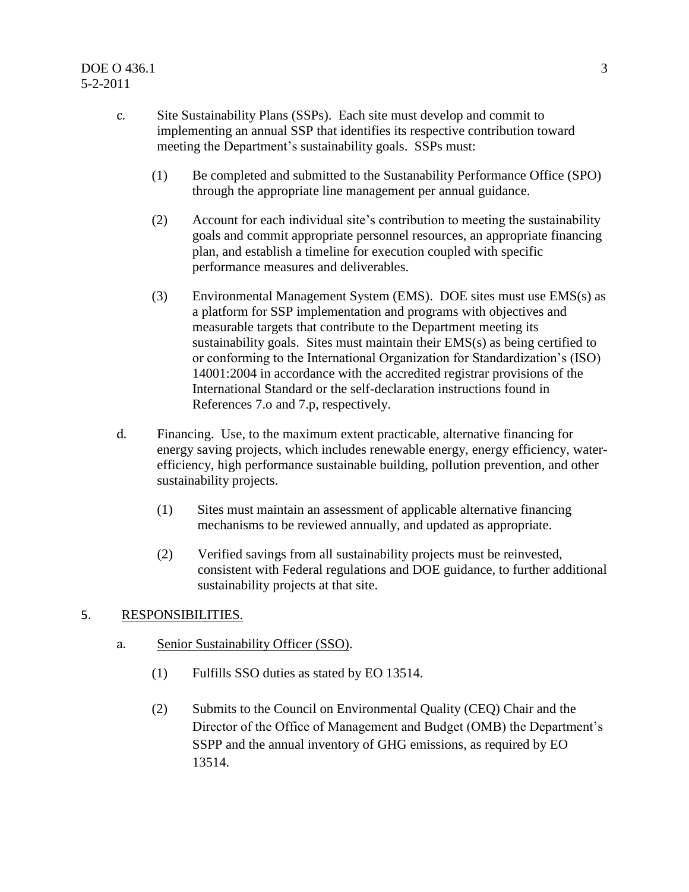c. Site Sustainability Plans (SSPs). Each site must develop and commit to implementing an annual SSP that identifies its respective contribution toward meeting the Department's sustainability goals. SSPs must:

   (1) Be completed and submitted to the Sustanability Performance Office (SPO) through the appropriate line management per annual guidance.

   (2) Account for each individual site's contribution to meeting the sustainability goals and commit appropriate personnel resources, an appropriate financing plan, and establish a timeline for execution coupled with specific performance measures and deliverables.

   (3) Environmental Management System (EMS). DOE sites must use EMS(s) as a platform for SSP implementation and programs with objectives and measurable targets that contribute to the Department meeting its sustainability goals. Sites must maintain their EMS(s) as being certified to or conforming to the International Organization for Standardization's (ISO) 14001:2004 in accordance with the accredited registrar provisions of the International Standard or the self-declaration instructions found in References 7.o and 7.p, respectively.

d. Financing. Use, to the maximum extent practicable, alternative financing for energy saving projects, which includes renewable energy, energy efficiency, water-efficiency, high performance sustainable building, pollution prevention, and other sustainability projects.

   (1) Sites must maintain an assessment of applicable alternative financing mechanisms to be reviewed annually, and updated as appropriate.

   (2) Verified savings from all sustainability projects must be reinvested, consistent with Federal regulations and DOE guidance, to further additional sustainability projects at that site.

## 5. RESPONSIBILITIES.

a. Senior Sustainability Officer (SSO).

   (1) Fulfills SSO duties as stated by EO 13514.

   (2) Submits to the Council on Environmental Quality (CEQ) Chair and the Director of the Office of Management and Budget (OMB) the Department's SSPP and the annual inventory of GHG emissions, as required by EO 13514.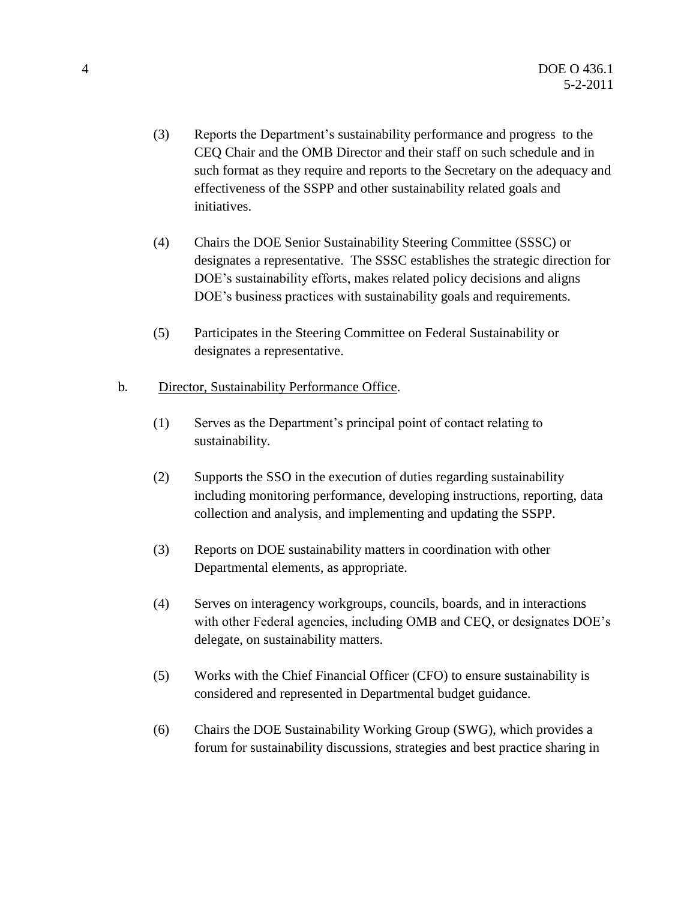(3) Reports the Department's sustainability performance and progress to the CEQ Chair and the OMB Director and their staff on such schedule and in such format as they require and reports to the Secretary on the adequacy and effectiveness of the SSPP and other sustainability related goals and initiatives.

(4) Chairs the DOE Senior Sustainability Steering Committee (SSSC) or designates a representative. The SSSC establishes the strategic direction for DOE's sustainability efforts, makes related policy decisions and aligns DOE's business practices with sustainability goals and requirements.

(5) Participates in the Steering Committee on Federal Sustainability or designates a representative.

b. Director, Sustainability Performance Office.

(1) Serves as the Department's principal point of contact relating to sustainability.

(2) Supports the SSO in the execution of duties regarding sustainability including monitoring performance, developing instructions, reporting, data collection and analysis, and implementing and updating the SSPP.

(3) Reports on DOE sustainability matters in coordination with other Departmental elements, as appropriate.

(4) Serves on interagency workgroups, councils, boards, and in interactions with other Federal agencies, including OMB and CEQ, or designates DOE's delegate, on sustainability matters.

(5) Works with the Chief Financial Officer (CFO) to ensure sustainability is considered and represented in Departmental budget guidance.

(6) Chairs the DOE Sustainability Working Group (SWG), which provides a forum for sustainability discussions, strategies and best practice sharing in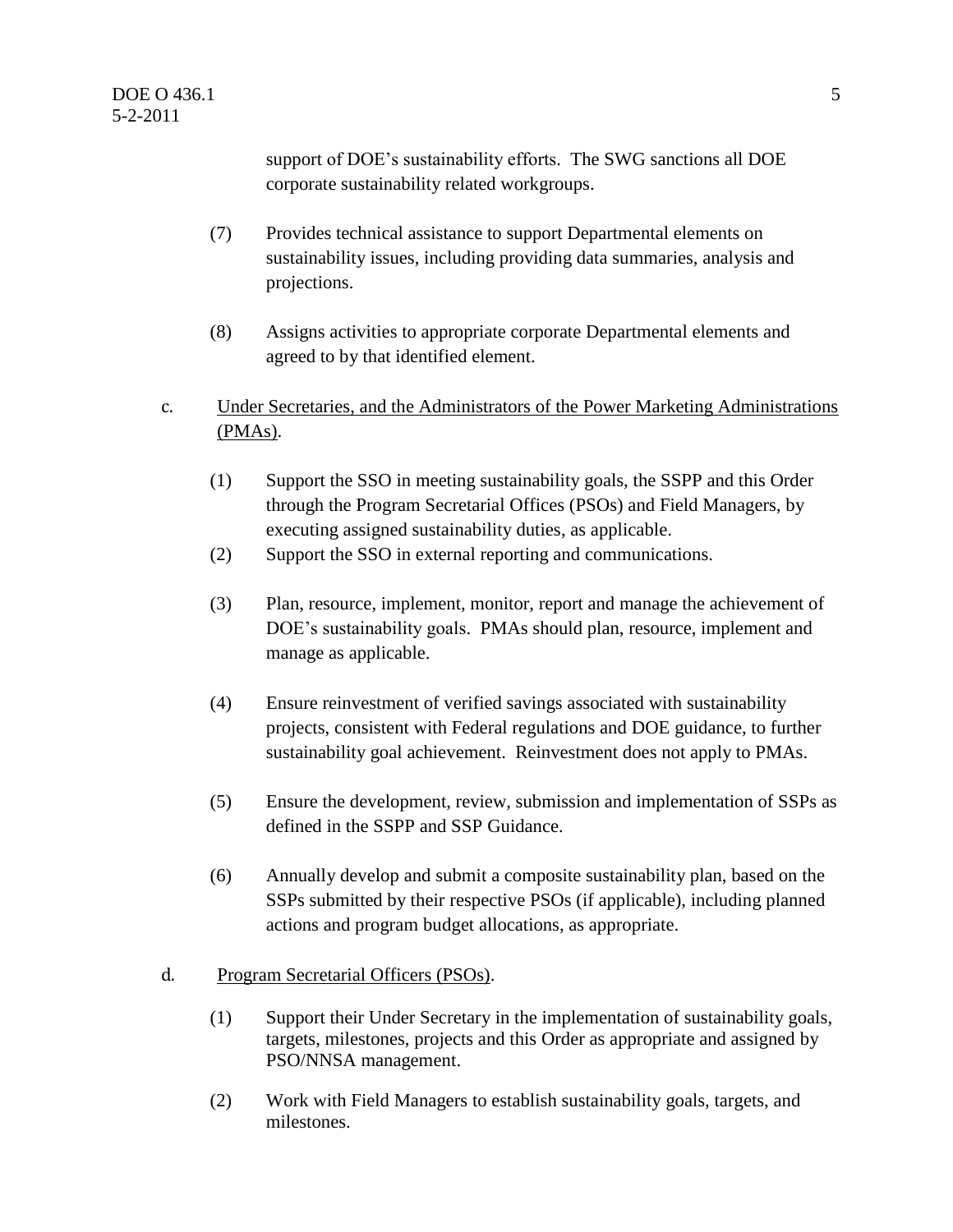support of DOE's sustainability efforts. The SWG sanctions all DOE corporate sustainability related workgroups.

(7) Provides technical assistance to support Departmental elements on sustainability issues, including providing data summaries, analysis and projections.

(8) Assigns activities to appropriate corporate Departmental elements and agreed to by that identified element.

c. Under Secretaries, and the Administrators of the Power Marketing Administrations (PMAs).

(1) Support the SSO in meeting sustainability goals, the SSPP and this Order through the Program Secretarial Offices (PSOs) and Field Managers, by executing assigned sustainability duties, as applicable.

(2) Support the SSO in external reporting and communications.

(3) Plan, resource, implement, monitor, report and manage the achievement of DOE's sustainability goals. PMAs should plan, resource, implement and manage as applicable.

(4) Ensure reinvestment of verified savings associated with sustainability projects, consistent with Federal regulations and DOE guidance, to further sustainability goal achievement. Reinvestment does not apply to PMAs.

(5) Ensure the development, review, submission and implementation of SSPs as defined in the SSPP and SSP Guidance.

(6) Annually develop and submit a composite sustainability plan, based on the SSPs submitted by their respective PSOs (if applicable), including planned actions and program budget allocations, as appropriate.

d. Program Secretarial Officers (PSOs).

(1) Support their Under Secretary in the implementation of sustainability goals, targets, milestones, projects and this Order as appropriate and assigned by PSO/NNSA management.

(2) Work with Field Managers to establish sustainability goals, targets, and milestones.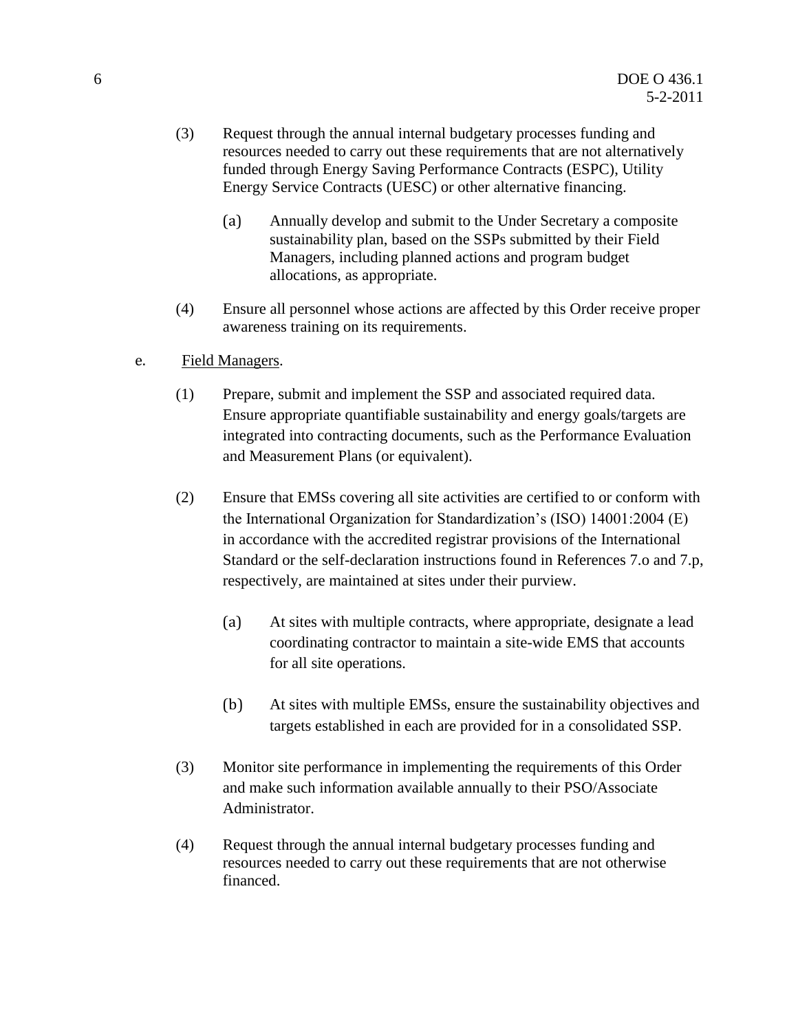(3) Request through the annual internal budgetary processes funding and resources needed to carry out these requirements that are not alternatively funded through Energy Saving Performance Contracts (ESPC), Utility Energy Service Contracts (UESC) or other alternative financing.

(a) Annually develop and submit to the Under Secretary a composite sustainability plan, based on the SSPs submitted by their Field Managers, including planned actions and program budget allocations, as appropriate.

(4) Ensure all personnel whose actions are affected by this Order receive proper awareness training on its requirements.

e. Field Managers.

(1) Prepare, submit and implement the SSP and associated required data. Ensure appropriate quantifiable sustainability and energy goals/targets are integrated into contracting documents, such as the Performance Evaluation and Measurement Plans (or equivalent).

(2) Ensure that EMSs covering all site activities are certified to or conform with the International Organization for Standardization's (ISO) 14001:2004 (E) in accordance with the accredited registrar provisions of the International Standard or the self-declaration instructions found in References 7.o and 7.p, respectively, are maintained at sites under their purview.

(a) At sites with multiple contracts, where appropriate, designate a lead coordinating contractor to maintain a site-wide EMS that accounts for all site operations.

(b) At sites with multiple EMSs, ensure the sustainability objectives and targets established in each are provided for in a consolidated SSP.

(3) Monitor site performance in implementing the requirements of this Order and make such information available annually to their PSO/Associate Administrator.

(4) Request through the annual internal budgetary processes funding and resources needed to carry out these requirements that are not otherwise financed.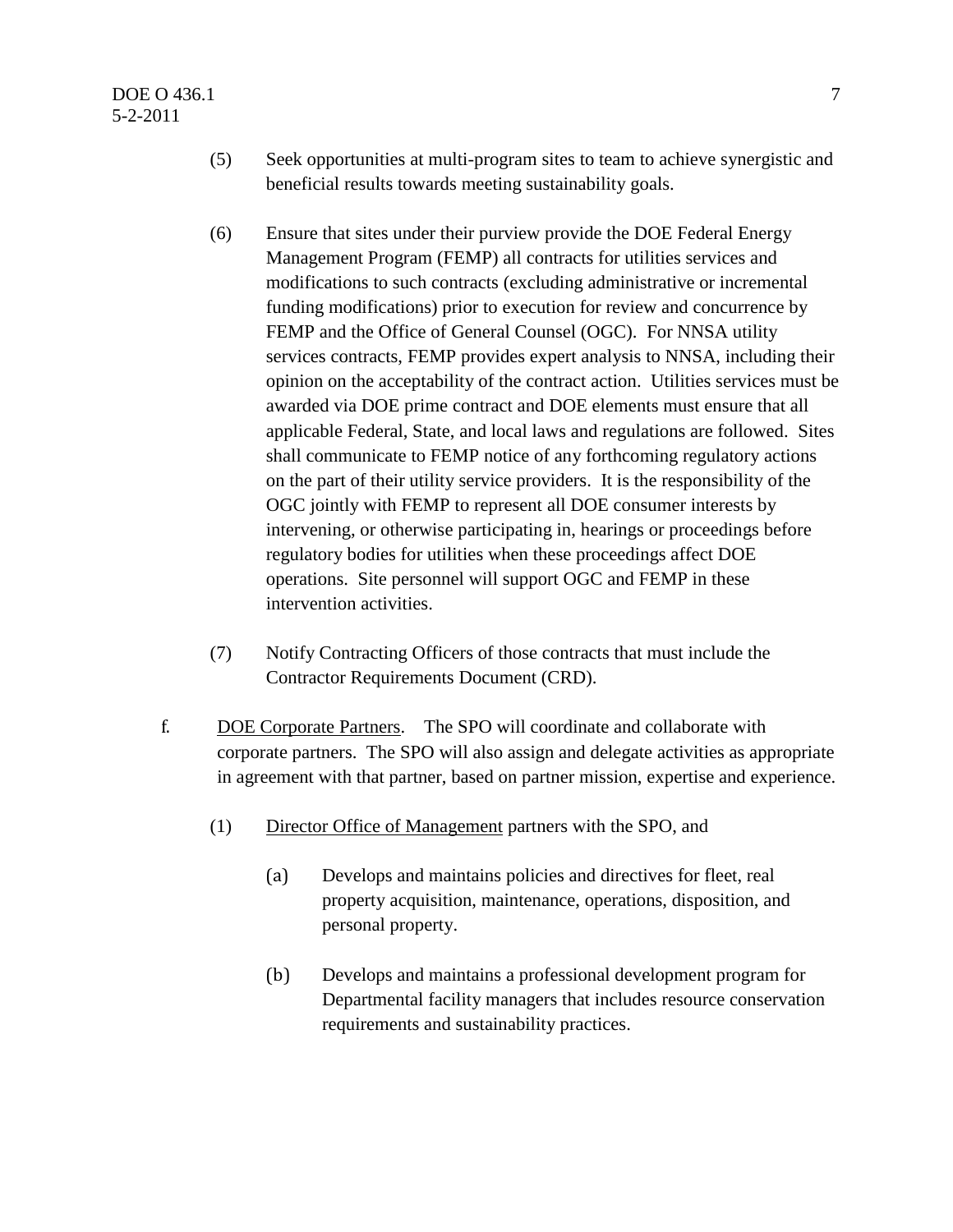(5) Seek opportunities at multi-program sites to team to achieve synergistic and beneficial results towards meeting sustainability goals.

(6) Ensure that sites under their purview provide the DOE Federal Energy Management Program (FEMP) all contracts for utilities services and modifications to such contracts (excluding administrative or incremental funding modifications) prior to execution for review and concurrence by FEMP and the Office of General Counsel (OGC). For NNSA utility services contracts, FEMP provides expert analysis to NNSA, including their opinion on the acceptability of the contract action. Utilities services must be awarded via DOE prime contract and DOE elements must ensure that all applicable Federal, State, and local laws and regulations are followed. Sites shall communicate to FEMP notice of any forthcoming regulatory actions on the part of their utility service providers. It is the responsibility of the OGC jointly with FEMP to represent all DOE consumer interests by intervening, or otherwise participating in, hearings or proceedings before regulatory bodies for utilities when these proceedings affect DOE operations. Site personnel will support OGC and FEMP in these intervention activities.

(7) Notify Contracting Officers of those contracts that must include the Contractor Requirements Document (CRD).

f. DOE Corporate Partners. The SPO will coordinate and collaborate with corporate partners. The SPO will also assign and delegate activities as appropriate in agreement with that partner, based on partner mission, expertise and experience.

(1) Director Office of Management partners with the SPO, and

(a) Develops and maintains policies and directives for fleet, real property acquisition, maintenance, operations, disposition, and personal property.

(b) Develops and maintains a professional development program for Departmental facility managers that includes resource conservation requirements and sustainability practices.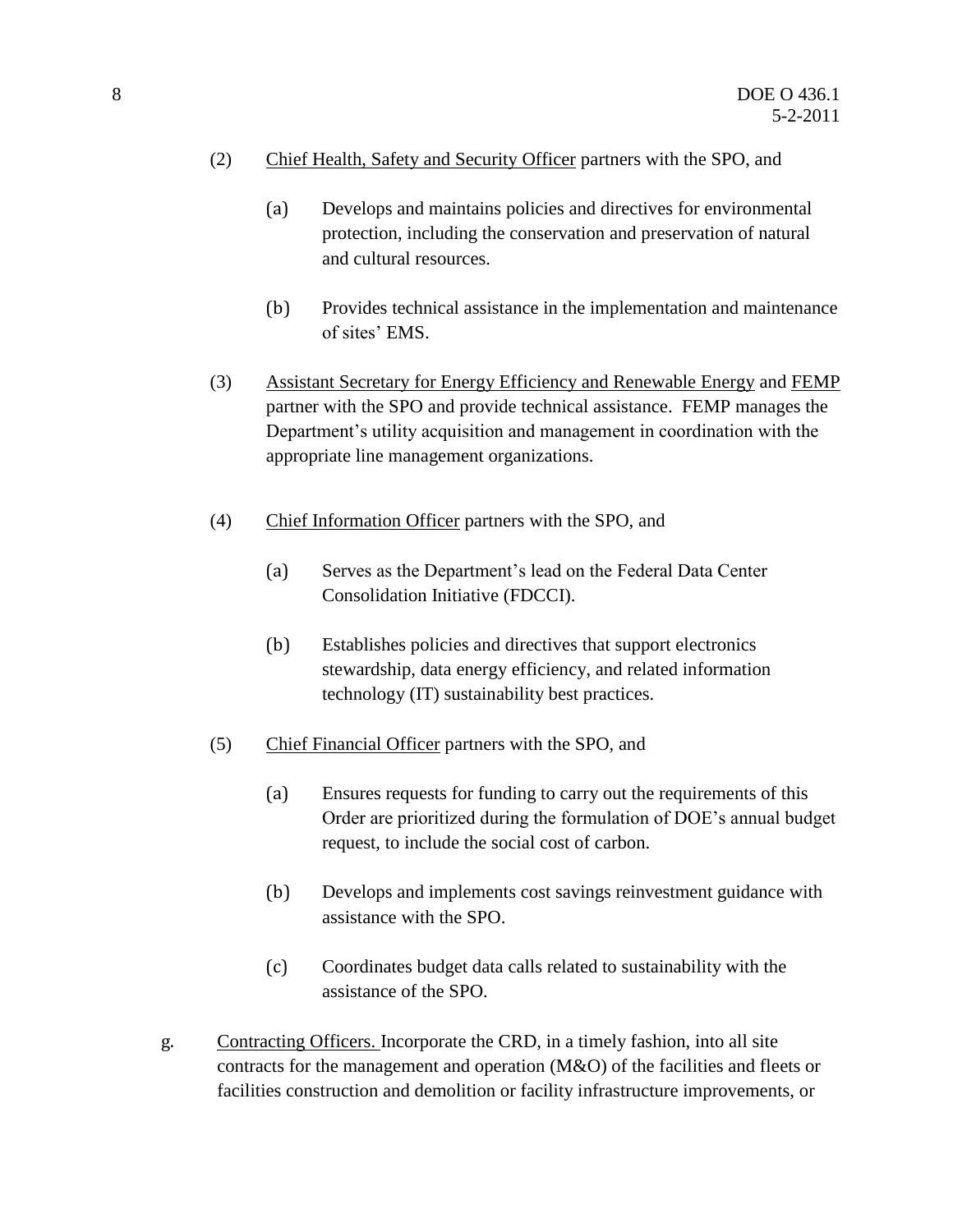(2) Chief Health, Safety and Security Officer partners with the SPO, and

(a) Develops and maintains policies and directives for environmental protection, including the conservation and preservation of natural and cultural resources.

(b) Provides technical assistance in the implementation and maintenance of sites' EMS.

(3) Assistant Secretary for Energy Efficiency and Renewable Energy and FEMP partner with the SPO and provide technical assistance. FEMP manages the Department's utility acquisition and management in coordination with the appropriate line management organizations.

(4) Chief Information Officer partners with the SPO, and

(a) Serves as the Department's lead on the Federal Data Center Consolidation Initiative (FDCCI).

(b) Establishes policies and directives that support electronics stewardship, data energy efficiency, and related information technology (IT) sustainability best practices.

(5) Chief Financial Officer partners with the SPO, and

(a) Ensures requests for funding to carry out the requirements of this Order are prioritized during the formulation of DOE's annual budget request, to include the social cost of carbon.

(b) Develops and implements cost savings reinvestment guidance with assistance with the SPO.

(c) Coordinates budget data calls related to sustainability with the assistance of the SPO.

g. Contracting Officers. Incorporate the CRD, in a timely fashion, into all site contracts for the management and operation (M&O) of the facilities and fleets or facilities construction and demolition or facility infrastructure improvements, or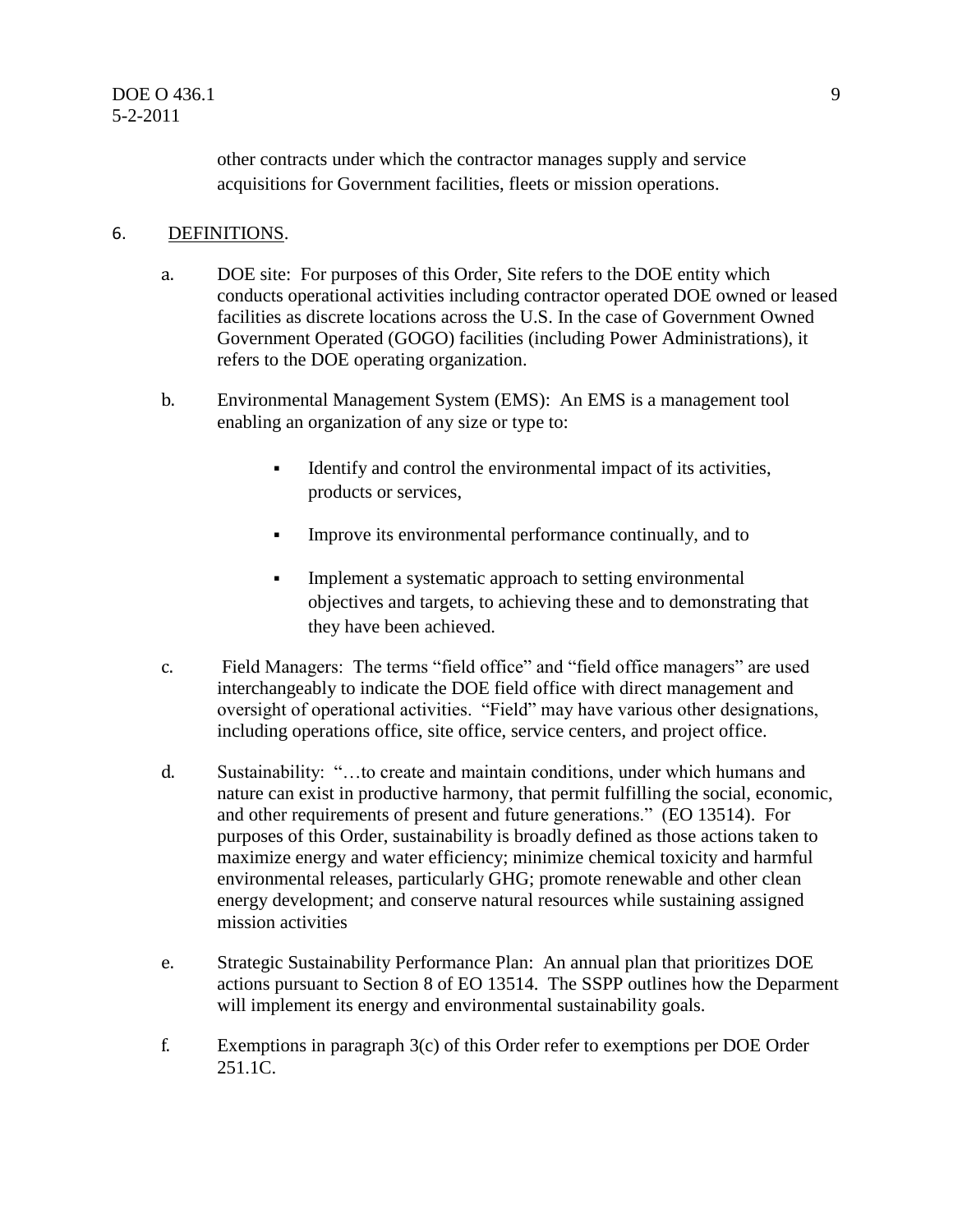other contracts under which the contractor manages supply and service acquisitions for Government facilities, fleets or mission operations.

6. DEFINITIONS.

a. DOE site: For purposes of this Order, Site refers to the DOE entity which conducts operational activities including contractor operated DOE owned or leased facilities as discrete locations across the U.S. In the case of Government Owned Government Operated (GOGO) facilities (including Power Administrations), it refers to the DOE operating organization.

b. Environmental Management System (EMS): An EMS is a management tool enabling an organization of any size or type to:

- Identify and control the environmental impact of its activities, products or services,
- Improve its environmental performance continually, and to
- Implement a systematic approach to setting environmental objectives and targets, to achieving these and to demonstrating that they have been achieved.

c. Field Managers: The terms "field office" and "field office managers" are used interchangeably to indicate the DOE field office with direct management and oversight of operational activities. "Field" may have various other designations, including operations office, site office, service centers, and project office.

d. Sustainability: "…to create and maintain conditions, under which humans and nature can exist in productive harmony, that permit fulfilling the social, economic, and other requirements of present and future generations." (EO 13514). For purposes of this Order, sustainability is broadly defined as those actions taken to maximize energy and water efficiency; minimize chemical toxicity and harmful environmental releases, particularly GHG; promote renewable and other clean energy development; and conserve natural resources while sustaining assigned mission activities

e. Strategic Sustainability Performance Plan: An annual plan that prioritizes DOE actions pursuant to Section 8 of EO 13514. The SSPP outlines how the Deparment will implement its energy and environmental sustainability goals.

f. Exemptions in paragraph 3(c) of this Order refer to exemptions per DOE Order 251.1C.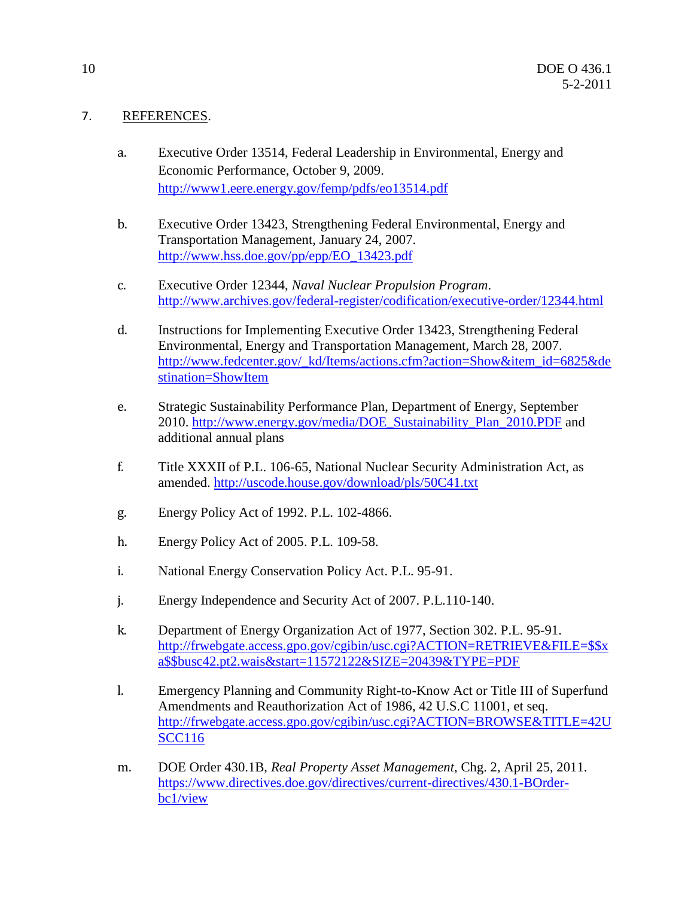## 7. REFERENCES.

a. Executive Order 13514, Federal Leadership in Environmental, Energy and Economic Performance, October 9, 2009. http://www1.eere.energy.gov/femp/pdfs/eo13514.pdf

b. Executive Order 13423, Strengthening Federal Environmental, Energy and Transportation Management, January 24, 2007. http://www.hss.doe.gov/pp/epp/EO_13423.pdf

c. Executive Order 12344, *Naval Nuclear Propulsion Program*. http://www.archives.gov/federal-register/codification/executive-order/12344.html

d. Instructions for Implementing Executive Order 13423, Strengthening Federal Environmental, Energy and Transportation Management, March 28, 2007. http://www.fedcenter.gov/_kd/Items/actions.cfm?action=Show&item_id=6825&destination=ShowItem

e. Strategic Sustainability Performance Plan, Department of Energy, September 2010. http://www.energy.gov/media/DOE_Sustainability_Plan_2010.PDF and additional annual plans

f. Title XXXII of P.L. 106-65, National Nuclear Security Administration Act, as amended. http://uscode.house.gov/download/pls/50C41.txt

g. Energy Policy Act of 1992. P.L. 102-4866.

h. Energy Policy Act of 2005. P.L. 109-58.

i. National Energy Conservation Policy Act. P.L. 95-91.

j. Energy Independence and Security Act of 2007. P.L.110-140.

k. Department of Energy Organization Act of 1977, Section 302. P.L. 95-91. http://frwebgate.access.gpo.gov/cgibin/usc.cgi?ACTION=RETRIEVE&FILE=$$xa$$busc42.pt2.wais&start=11572122&SIZE=20439&TYPE=PDF

l. Emergency Planning and Community Right-to-Know Act or Title III of Superfund Amendments and Reauthorization Act of 1986, 42 U.S.C 11001, et seq. http://frwebgate.access.gpo.gov/cgibin/usc.cgi?ACTION=BROWSE&TITLE=42USCC116

m. DOE Order 430.1B, *Real Property Asset Management*, Chg. 2, April 25, 2011. https://www.directives.doe.gov/directives/current-directives/430.1-BOrder-bc1/view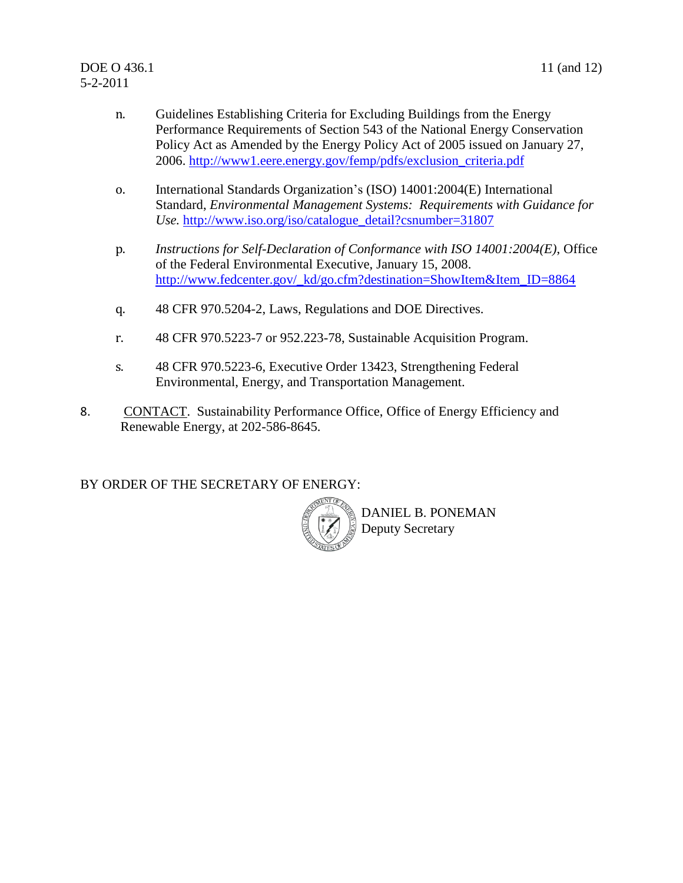n. Guidelines Establishing Criteria for Excluding Buildings from the Energy Performance Requirements of Section 543 of the National Energy Conservation Policy Act as Amended by the Energy Policy Act of 2005 issued on January 27, 2006. http://www1.eere.energy.gov/femp/pdfs/exclusion_criteria.pdf

o. International Standards Organization's (ISO) 14001:2004(E) International Standard, *Environmental Management Systems: Requirements with Guidance for Use.* http://www.iso.org/iso/catalogue_detail?csnumber=31807

p. *Instructions for Self-Declaration of Conformance with ISO 14001:2004(E)*, Office of the Federal Environmental Executive, January 15, 2008. http://www.fedcenter.gov/_kd/go.cfm?destination=ShowItem&Item_ID=8864

q. 48 CFR 970.5204-2, Laws, Regulations and DOE Directives.

r. 48 CFR 970.5223-7 or 952.223-78, Sustainable Acquisition Program.

s. 48 CFR 970.5223-6, Executive Order 13423, Strengthening Federal Environmental, Energy, and Transportation Management.

8. CONTACT. Sustainability Performance Office, Office of Energy Efficiency and Renewable Energy, at 202-586-8645.

BY ORDER OF THE SECRETARY OF ENERGY:

DANIEL B. PONEMAN
Deputy Secretary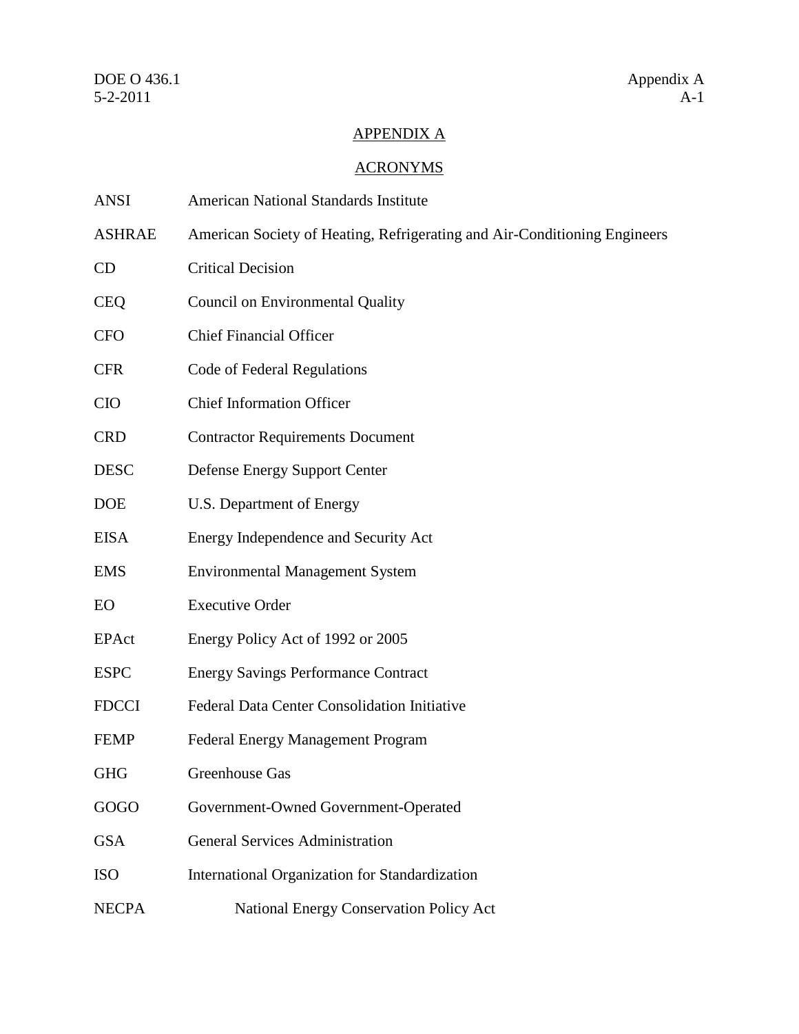## APPENDIX A

## ACRONYMS

| | |
|---|---|
| ANSI | American National Standards Institute |
| ASHRAE | American Society of Heating, Refrigerating and Air-Conditioning Engineers |
| CD | Critical Decision |
| CEQ | Council on Environmental Quality |
| CFO | Chief Financial Officer |
| CFR | Code of Federal Regulations |
| CIO | Chief Information Officer |
| CRD | Contractor Requirements Document |
| DESC | Defense Energy Support Center |
| DOE | U.S. Department of Energy |
| EISA | Energy Independence and Security Act |
| EMS | Environmental Management System |
| EO | Executive Order |
| EPAct | Energy Policy Act of 1992 or 2005 |
| ESPC | Energy Savings Performance Contract |
| FDCCI | Federal Data Center Consolidation Initiative |
| FEMP | Federal Energy Management Program |
| GHG | Greenhouse Gas |
| GOGO | Government-Owned Government-Operated |
| GSA | General Services Administration |
| ISO | International Organization for Standardization |
| NECPA | National Energy Conservation Policy Act |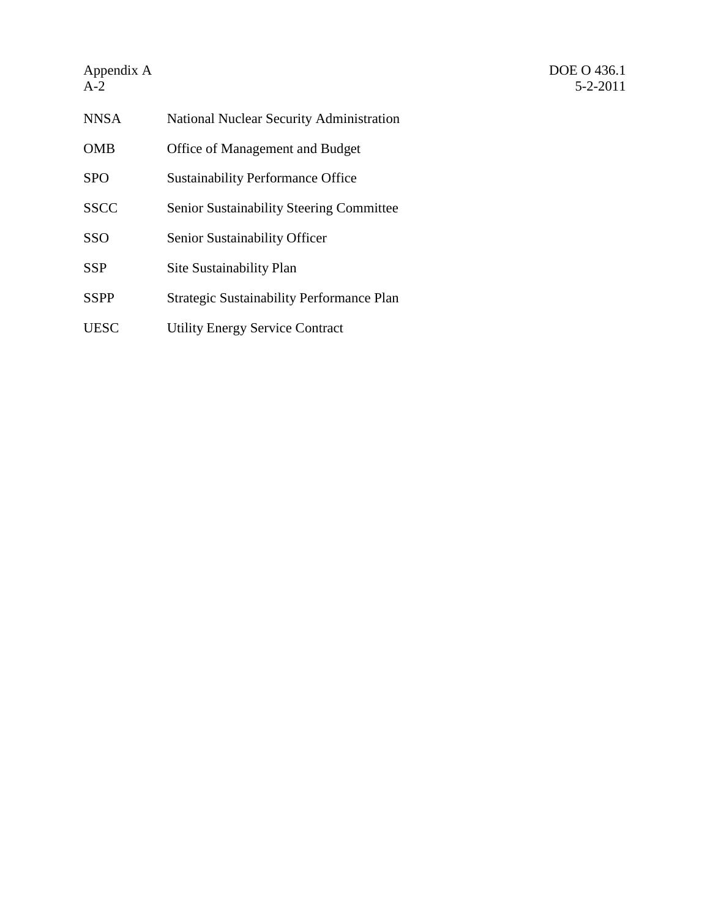| | |
|---|---|
| NNSA | National Nuclear Security Administration |
| OMB | Office of Management and Budget |
| SPO | Sustainability Performance Office |
| SSCC | Senior Sustainability Steering Committee |
| SSO | Senior Sustainability Officer |
| SSP | Site Sustainability Plan |
| SSPP | Strategic Sustainability Performance Plan |
| UESC | Utility Energy Service Contract |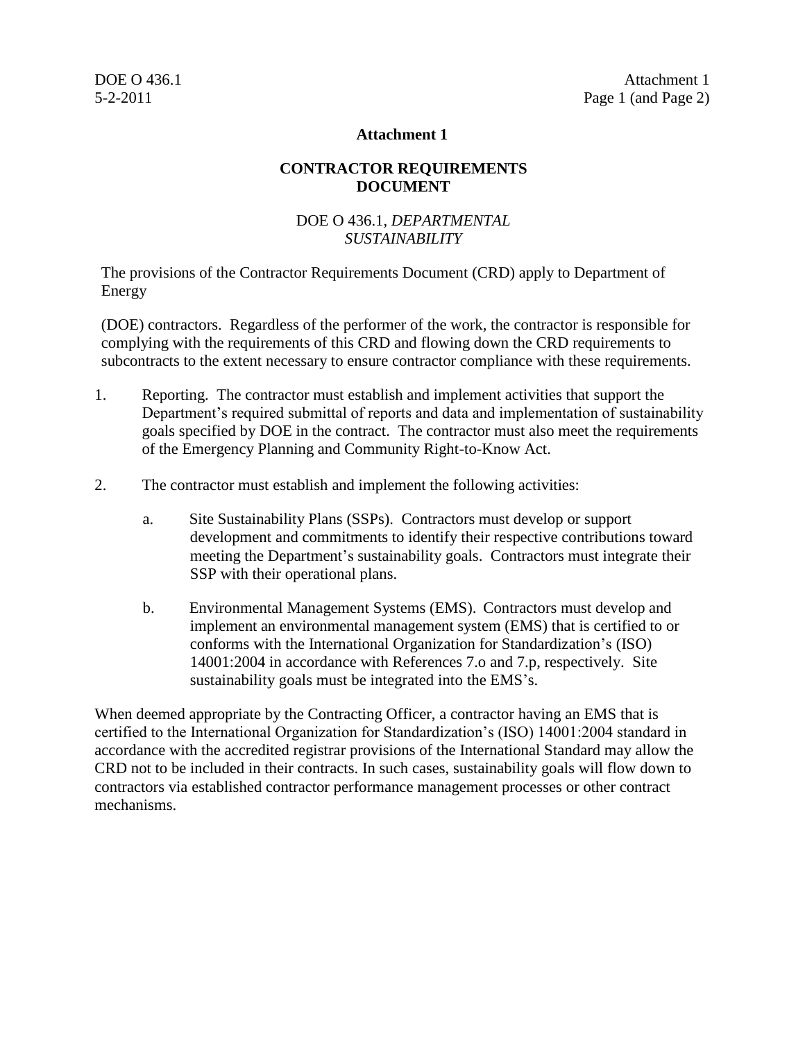**Attachment 1**

**CONTRACTOR REQUIREMENTS DOCUMENT**

DOE O 436.1, *DEPARTMENTAL SUSTAINABILITY*

The provisions of the Contractor Requirements Document (CRD) apply to Department of Energy

(DOE) contractors. Regardless of the performer of the work, the contractor is responsible for complying with the requirements of this CRD and flowing down the CRD requirements to subcontracts to the extent necessary to ensure contractor compliance with these requirements.

1. Reporting. The contractor must establish and implement activities that support the Department's required submittal of reports and data and implementation of sustainability goals specified by DOE in the contract. The contractor must also meet the requirements of the Emergency Planning and Community Right-to-Know Act.

2. The contractor must establish and implement the following activities:

   a. Site Sustainability Plans (SSPs). Contractors must develop or support development and commitments to identify their respective contributions toward meeting the Department's sustainability goals. Contractors must integrate their SSP with their operational plans.

   b. Environmental Management Systems (EMS). Contractors must develop and implement an environmental management system (EMS) that is certified to or conforms with the International Organization for Standardization's (ISO) 14001:2004 in accordance with References 7.o and 7.p, respectively. Site sustainability goals must be integrated into the EMS's.

When deemed appropriate by the Contracting Officer, a contractor having an EMS that is certified to the International Organization for Standardization's (ISO) 14001:2004 standard in accordance with the accredited registrar provisions of the International Standard may allow the CRD not to be included in their contracts. In such cases, sustainability goals will flow down to contractors via established contractor performance management processes or other contract mechanisms.